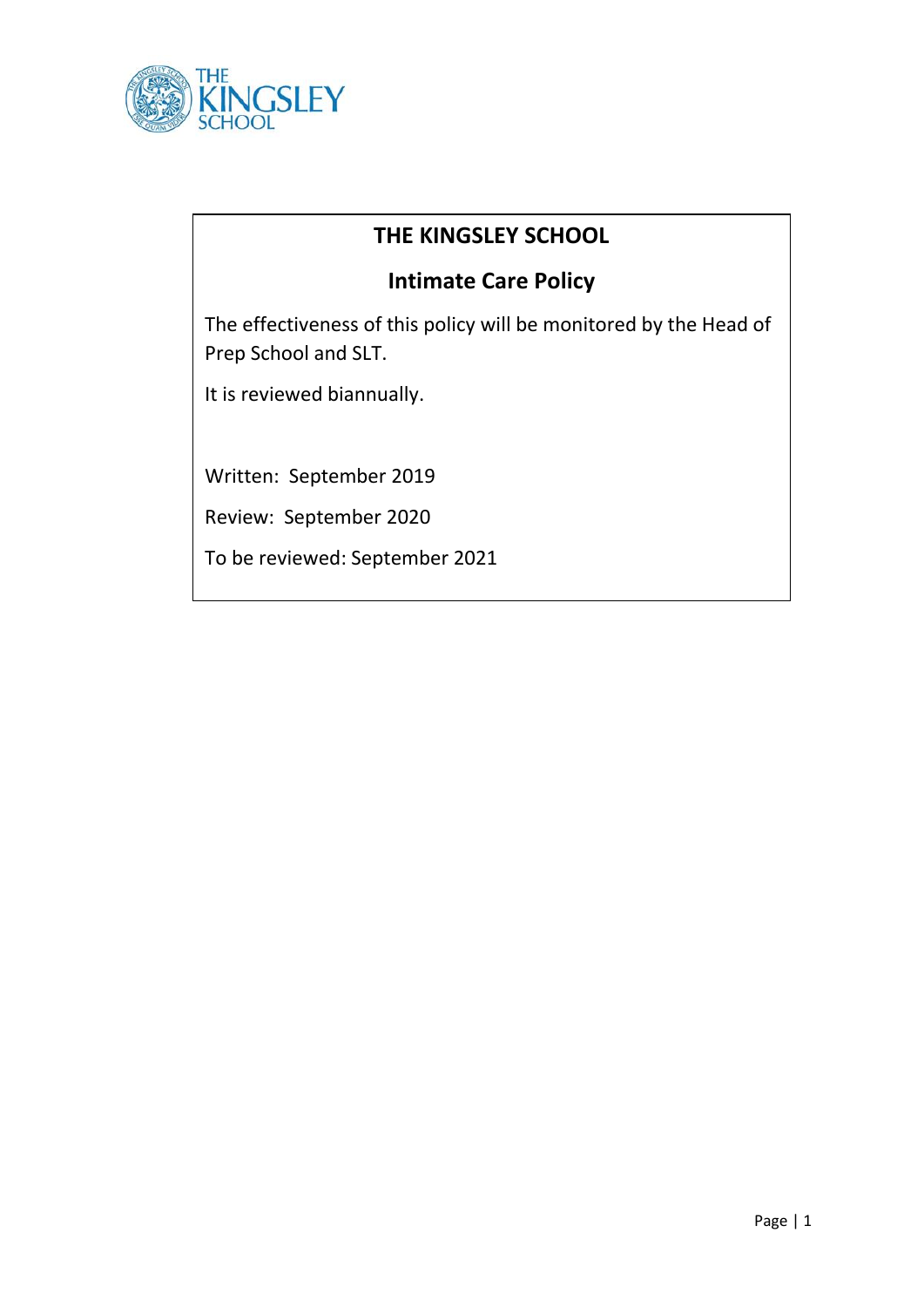# THE KINGSLEY SCHOOL

## Intimate Care Policy

The effectiveness of this policy will be monitored by the Head of Prep School and SLT.

It is reviewed biannually.

Written: September 2019

Review: September 2020

To be reviewed: September 2021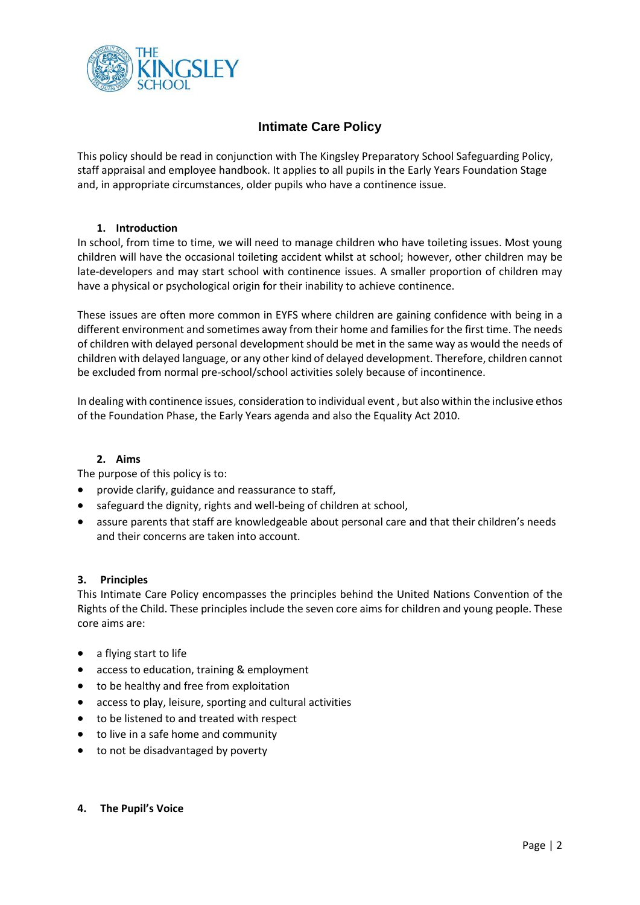# Intimate Care Policy

This policy should be read in conjunction with The Kingsley Preparatory School Safeguarding Policy, staff appraisal and employee handbook. It applies to all pupils in the Early Years Foundation Stage and, in appropriate circumstances, older pupils who have a continence issue.

## 1. Introduction

In school, from time to time, we will need to manage children who have toileting issues. Most young children will have the occasional toileting accident whilst at school; however, other children may be late-developers and may start school with continence issues. A smaller proportion of children may have a physical or psychological origin for their inability to achieve continence.

These issues are often more common in EYFS where children are gaining confidence with being in a different environment and sometimes away from their home and families for the first time. The needs of children with delayed personal development should be met in the same way as would the needs of children with delayed language, or any other kind of delayed development. Therefore, children cannot be excluded from normal pre-school/school activities solely because of incontinence.

In dealing with continence issues, consideration to individual event , but also within the inclusive ethos of the Foundation Phase, the Early Years agenda and also the Equality Act 2010.

## 2. Aims

The purpose of this policy is to:

- provide clarify, guidance and reassurance to staff,
- safeguard the dignity, rights and well-being of children at school,
- assure parents that staff are knowledgeable about personal care and that their children's needs and their concerns are taken into account.

## 3. Principles

This Intimate Care Policy encompasses the principles behind the United Nations Convention of the Rights of the Child. These principles include the seven core aims for children and young people. These core aims are:

- a flying start to life
- access to education, training & employment
- to be healthy and free from exploitation
- access to play, leisure, sporting and cultural activities
- to be listened to and treated with respect
- to live in a safe home and community
- to not be disadvantaged by poverty

## 4. The Pupil's Voice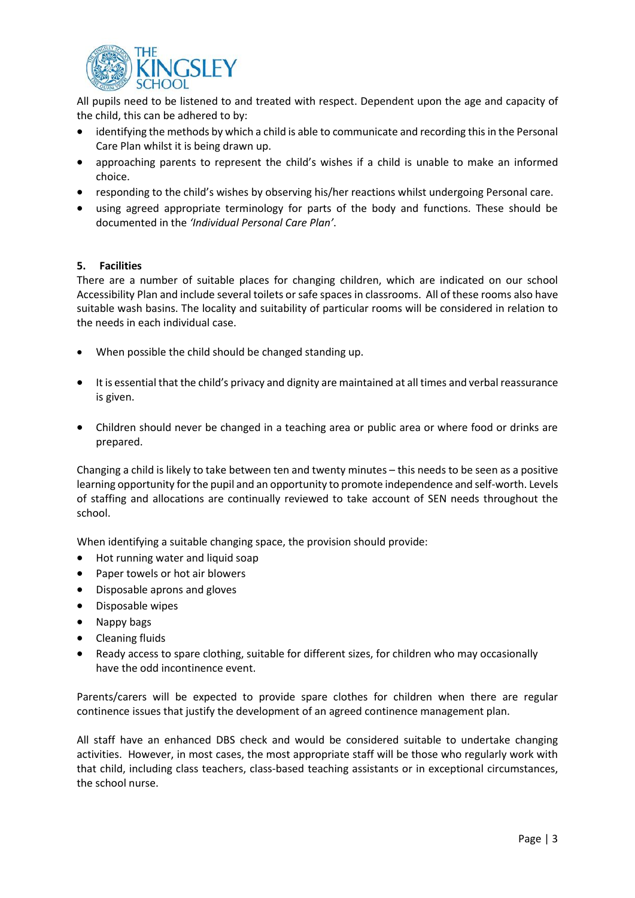All pupils need to be listened to and treated with respect. Dependent upon the age and capacity of the child, this can be adhered to by:

- identifying the methods by which a child is able to communicate and recording this in the Personal Care Plan whilst it is being drawn up.
- approaching parents to represent the child's wishes if a child is unable to make an informed choice.
- responding to the child's wishes by observing his/her reactions whilst undergoing Personal care.
- using agreed appropriate terminology for parts of the body and functions. These should be documented in the *'Individual Personal Care Plan'*.

### 5. Facilities

There are a number of suitable places for changing children, which are indicated on our school Accessibility Plan and include several toilets or safe spaces in classrooms. All of these rooms also have suitable wash basins. The locality and suitability of particular rooms will be considered in relation to the needs in each individual case.

- When possible the child should be changed standing up.
- It is essential that the child's privacy and dignity are maintained at all times and verbal reassurance is given.
- Children should never be changed in a teaching area or public area or where food or drinks are prepared.

Changing a child is likely to take between ten and twenty minutes – this needs to be seen as a positive learning opportunity for the pupil and an opportunity to promote independence and self-worth. Levels of staffing and allocations are continually reviewed to take account of SEN needs throughout the school.

When identifying a suitable changing space, the provision should provide:

- Hot running water and liquid soap
- Paper towels or hot air blowers
- Disposable aprons and gloves
- Disposable wipes
- Nappy bags
- Cleaning fluids
- Ready access to spare clothing, suitable for different sizes, for children who may occasionally have the odd incontinence event.

Parents/carers will be expected to provide spare clothes for children when there are regular continence issues that justify the development of an agreed continence management plan.

All staff have an enhanced DBS check and would be considered suitable to undertake changing activities. However, in most cases, the most appropriate staff will be those who regularly work with that child, including class teachers, class-based teaching assistants or in exceptional circumstances, the school nurse.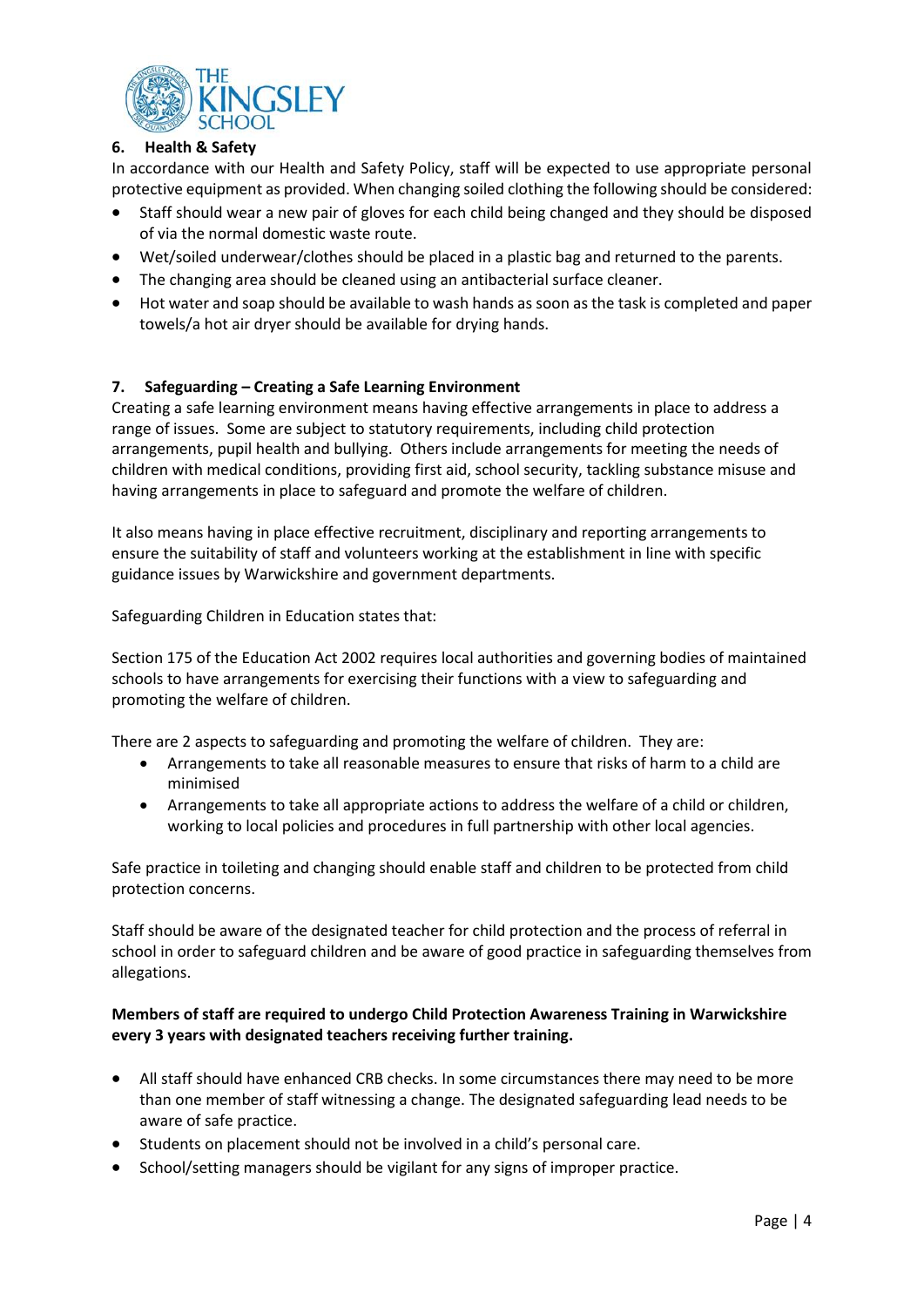## 6. Health & Safety

In accordance with our Health and Safety Policy, staff will be expected to use appropriate personal protective equipment as provided. When changing soiled clothing the following should be considered:

- Staff should wear a new pair of gloves for each child being changed and they should be disposed of via the normal domestic waste route.
- Wet/soiled underwear/clothes should be placed in a plastic bag and returned to the parents.
- The changing area should be cleaned using an antibacterial surface cleaner.
- Hot water and soap should be available to wash hands as soon as the task is completed and paper towels/a hot air dryer should be available for drying hands.

## 7. Safeguarding – Creating a Safe Learning Environment

Creating a safe learning environment means having effective arrangements in place to address a range of issues. Some are subject to statutory requirements, including child protection arrangements, pupil health and bullying. Others include arrangements for meeting the needs of children with medical conditions, providing first aid, school security, tackling substance misuse and having arrangements in place to safeguard and promote the welfare of children.

It also means having in place effective recruitment, disciplinary and reporting arrangements to ensure the suitability of staff and volunteers working at the establishment in line with specific guidance issues by Warwickshire and government departments.

Safeguarding Children in Education states that:

Section 175 of the Education Act 2002 requires local authorities and governing bodies of maintained schools to have arrangements for exercising their functions with a view to safeguarding and promoting the welfare of children.

There are 2 aspects to safeguarding and promoting the welfare of children. They are:

- Arrangements to take all reasonable measures to ensure that risks of harm to a child are minimised
- Arrangements to take all appropriate actions to address the welfare of a child or children, working to local policies and procedures in full partnership with other local agencies.

Safe practice in toileting and changing should enable staff and children to be protected from child protection concerns.

Staff should be aware of the designated teacher for child protection and the process of referral in school in order to safeguard children and be aware of good practice in safeguarding themselves from allegations.

**Members of staff are required to undergo Child Protection Awareness Training in Warwickshire every 3 years with designated teachers receiving further training.**

- All staff should have enhanced CRB checks. In some circumstances there may need to be more than one member of staff witnessing a change. The designated safeguarding lead needs to be aware of safe practice.
- Students on placement should not be involved in a child's personal care.
- School/setting managers should be vigilant for any signs of improper practice.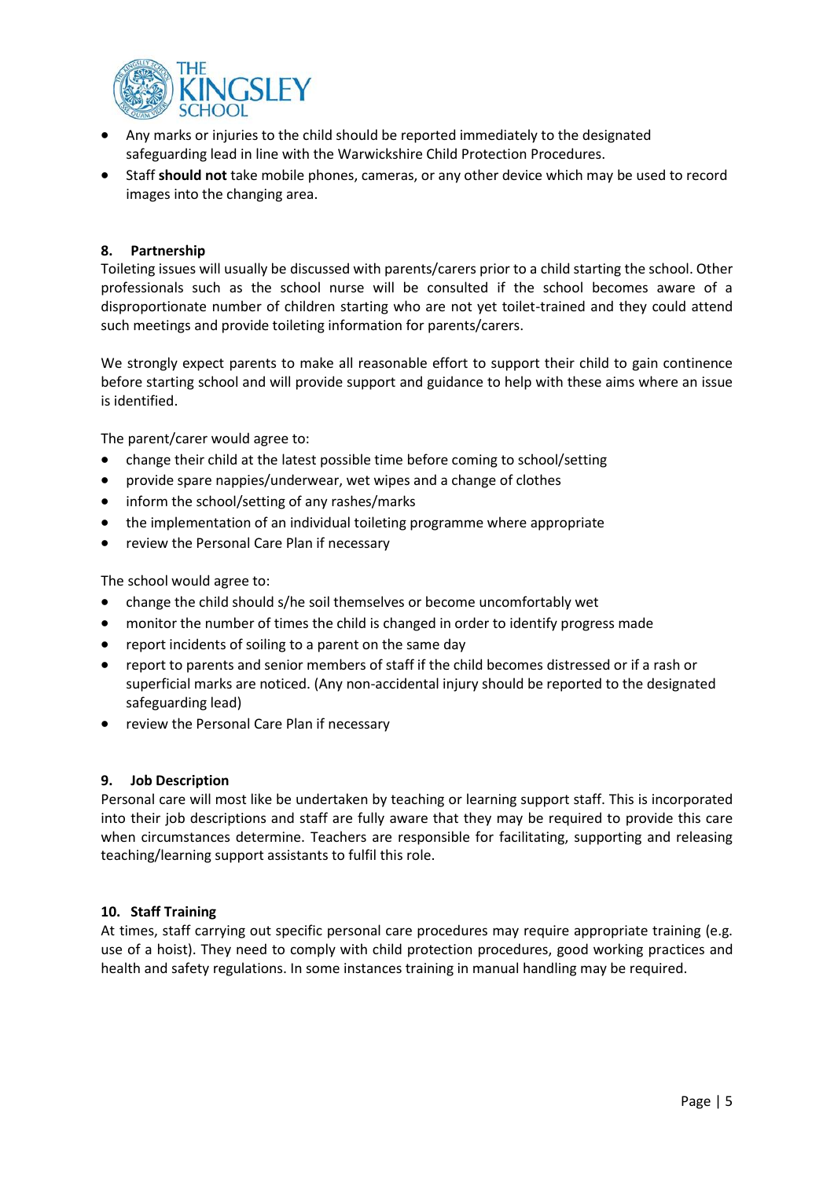- Any marks or injuries to the child should be reported immediately to the designated safeguarding lead in line with the Warwickshire Child Protection Procedures.
- Staff **should not** take mobile phones, cameras, or any other device which may be used to record images into the changing area.

### 8. Partnership

Toileting issues will usually be discussed with parents/carers prior to a child starting the school. Other professionals such as the school nurse will be consulted if the school becomes aware of a disproportionate number of children starting who are not yet toilet-trained and they could attend such meetings and provide toileting information for parents/carers.

We strongly expect parents to make all reasonable effort to support their child to gain continence before starting school and will provide support and guidance to help with these aims where an issue is identified.

The parent/carer would agree to:

- change their child at the latest possible time before coming to school/setting
- provide spare nappies/underwear, wet wipes and a change of clothes
- inform the school/setting of any rashes/marks
- the implementation of an individual toileting programme where appropriate
- review the Personal Care Plan if necessary

The school would agree to:

- change the child should s/he soil themselves or become uncomfortably wet
- monitor the number of times the child is changed in order to identify progress made
- report incidents of soiling to a parent on the same day
- report to parents and senior members of staff if the child becomes distressed or if a rash or superficial marks are noticed. (Any non-accidental injury should be reported to the designated safeguarding lead)
- review the Personal Care Plan if necessary

### 9. Job Description

Personal care will most like be undertaken by teaching or learning support staff. This is incorporated into their job descriptions and staff are fully aware that they may be required to provide this care when circumstances determine. Teachers are responsible for facilitating, supporting and releasing teaching/learning support assistants to fulfil this role.

### 10. Staff Training

At times, staff carrying out specific personal care procedures may require appropriate training (e.g. use of a hoist). They need to comply with child protection procedures, good working practices and health and safety regulations. In some instances training in manual handling may be required.